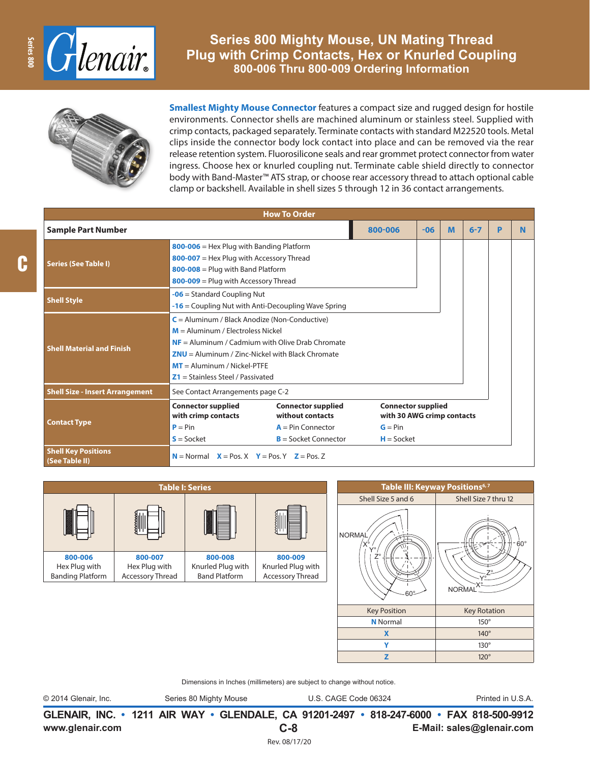# Series 800 Mighty Mouse, UN Mating Thread Plug with Crimp Contacts, Hex or Knurled Coupling

## 800-006 Thru 800-009 Ordering Information

**Smallest Mighty Mouse Connector** features a compact size and rugged design for hostile environments. Connector shells are machined aluminum or stainless steel. Supplied with crimp contacts, packaged separately. Terminate contacts with standard M22520 tools. Metal clips inside the connector body lock contact into place and can be removed via the rear release retention system. Fluorosilicone seals and rear grommet protect connector from water ingress. Choose hex or knurled coupling nut. Terminate cable shield directly to connector body with Band-Master™ ATS strap, or choose rear accessory thread to attach optional cable clamp or backshell. Available in shell sizes 5 through 12 in 36 contact arrangements.

### How To Order

| Sample Part Number | 800-006 | -06 | M | 6-7 | P | N |
|---|---|---|---|---|---|---|
| **Series (See Table I)** | **800-006** = Hex Plug with Banding Platform<br>**800-007** = Hex Plug with Accessory Thread<br>**800-008** = Plug with Band Platform<br>**800-009** = Plug with Accessory Thread | | | | | |
| **Shell Style** | **-06** = Standard Coupling Nut<br>**-16** = Coupling Nut with Anti-Decoupling Wave Spring | | | | | |
| **Shell Material and Finish** | **C** = Aluminum / Black Anodize (Non-Conductive)<br>**M** = Aluminum / Electroless Nickel<br>**NF** = Aluminum / Cadmium with Olive Drab Chromate<br>**ZNU** = Aluminum / Zinc-Nickel with Black Chromate<br>**MT** = Aluminum / Nickel-PTFE<br>**Z1** = Stainless Steel / Passivated | | | | | |
| **Shell Size - Insert Arrangement** | See Contact Arrangements page C-2 | | | | | |
| **Contact Type** | **Connector supplied with crimp contacts**<br>**P** = Pin<br>**S** = Socket | **Connector supplied without contacts**<br>**A** = Pin Connector<br>**B** = Socket Connector | **Connector supplied with 30 AWG crimp contacts**<br>**G** = Pin<br>**H** = Socket | | | |
| **Shell Key Positions (See Table II)** | **N** = Normal **X** = Pos. X **Y** = Pos. Y **Z** = Pos. Z | | | | | |

### Table I: Series

| 800-006 | 800-007 | 800-008 | 800-009 |
|---|---|---|---|
| Hex Plug with Banding Platform | Hex Plug with Accessory Thread | Knurled Plug with Band Platform | Knurled Plug with Accessory Thread |

### Table III: Keyway Positions[6,7]

Shell Size 5 and 6 | Shell Size 7 thru 12

| Key Position | Key Rotation |
|---|---|
| **N** Normal | 150° |
| **X** | 140° |
| **Y** | 130° |
| **Z** | 120° |

Dimensions in Inches (millimeters) are subject to change without notice.

© 2014 Glenair, Inc. Series 80 Mighty Mouse U.S. CAGE Code 06324 Printed in U.S.A.

**GLENAIR, INC. • 1211 AIR WAY • GLENDALE, CA 91201-2497 • 818-247-6000 • FAX 818-500-9912**

www.glenair.com E-Mail: sales@glenair.com

Rev. 08/17/20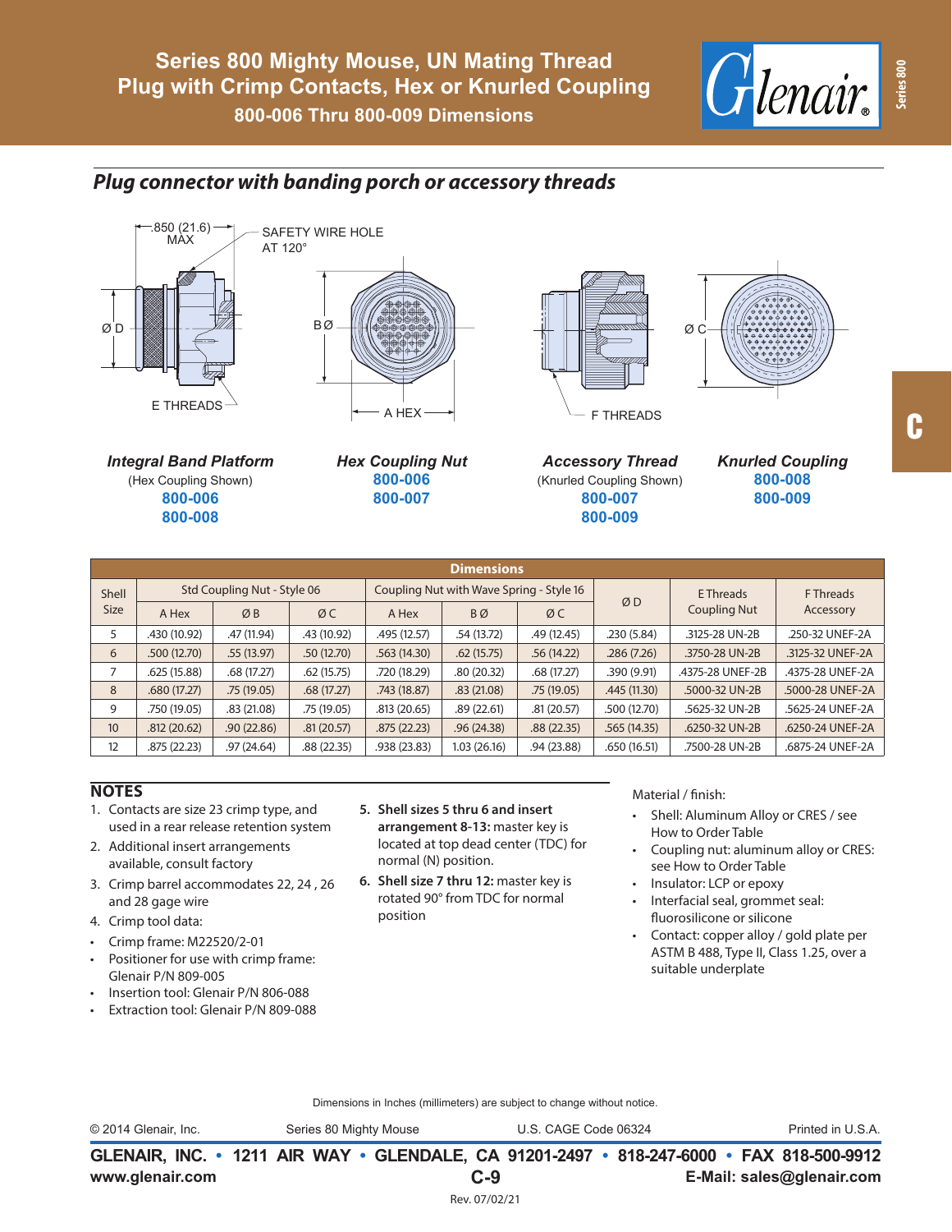# Series 800 Mighty Mouse, UN Mating Thread Plug with Crimp Contacts, Hex or Knurled Coupling

## 800-006 Thru 800-009 Dimensions

## *Plug connector with banding porch or accessory threads*

.850 (21.6) MAX

SAFETY WIRE HOLE AT 120°

Ø D

E THREADS

B Ø

A HEX

F THREADS

Ø C

***Integral Band Platform***
(Hex Coupling Shown)
**800-006**
**800-008**

***Hex Coupling Nut***
**800-006**
**800-007**

***Accessory Thread***
(Knurled Coupling Shown)
**800-007**
**800-009**

***Knurled Coupling***
**800-008**
**800-009**

| Dimensions | | | | | | | | | |
|---|---|---|---|---|---|---|---|---|---|
| Shell Size | Std Coupling Nut - Style 06 | | | Coupling Nut with Wave Spring - Style 16 | | | Ø D | E Threads Coupling Nut | F Threads Accessory |
| | A Hex | Ø B | Ø C | A Hex | B Ø | Ø C | | | |
| 5 | .430 (10.92) | .47 (11.94) | .43 (10.92) | .495 (12.57) | .54 (13.72) | .49 (12.45) | .230 (5.84) | .3125-28 UN-2B | .250-32 UNEF-2A |
| 6 | .500 (12.70) | .55 (13.97) | .50 (12.70) | .563 (14.30) | .62 (15.75) | .56 (14.22) | .286 (7.26) | .3750-28 UN-2B | .3125-32 UNEF-2A |
| 7 | .625 (15.88) | .68 (17.27) | .62 (15.75) | .720 (18.29) | .80 (20.32) | .68 (17.27) | .390 (9.91) | .4375-28 UNEF-2B | .4375-28 UNEF-2A |
| 8 | .680 (17.27) | .75 (19.05) | .68 (17.27) | .743 (18.87) | .83 (21.08) | .75 (19.05) | .445 (11.30) | .5000-32 UN-2B | .5000-28 UNEF-2A |
| 9 | .750 (19.05) | .83 (21.08) | .75 (19.05) | .813 (20.65) | .89 (22.61) | .81 (20.57) | .500 (12.70) | .5625-32 UN-2B | .5625-24 UNEF-2A |
| 10 | .812 (20.62) | .90 (22.86) | .81 (20.57) | .875 (22.23) | .96 (24.38) | .88 (22.35) | .565 (14.35) | .6250-32 UN-2B | .6250-24 UNEF-2A |
| 12 | .875 (22.23) | .97 (24.64) | .88 (22.35) | .938 (23.83) | 1.03 (26.16) | .94 (23.88) | .650 (16.51) | .7500-28 UN-2B | .6875-24 UNEF-2A |

## NOTES

1. Contacts are size 23 crimp type, and used in a rear release retention system
2. Additional insert arrangements available, consult factory
3. Crimp barrel accommodates 22, 24 , 26 and 28 gage wire
4. Crimp tool data:
   - Crimp frame: M22520/2-01
   - Positioner for use with crimp frame: Glenair P/N 809-005
   - Insertion tool: Glenair P/N 806-088
   - Extraction tool: Glenair P/N 809-088
5. **Shell sizes 5 thru 6 and insert arrangement 8-13:** master key is located at top dead center (TDC) for normal (N) position.
6. **Shell size 7 thru 12:** master key is rotated 90° from TDC for normal position

Material / finish:

- Shell: Aluminum Alloy or CRES / see How to Order Table
- Coupling nut: aluminum alloy or CRES: see How to Order Table
- Insulator: LCP or epoxy
- Interfacial seal, grommet seal: fluorosilicone or silicone
- Contact: copper alloy / gold plate per ASTM B 488, Type II, Class 1.25, over a suitable underplate

Dimensions in Inches (millimeters) are subject to change without notice.